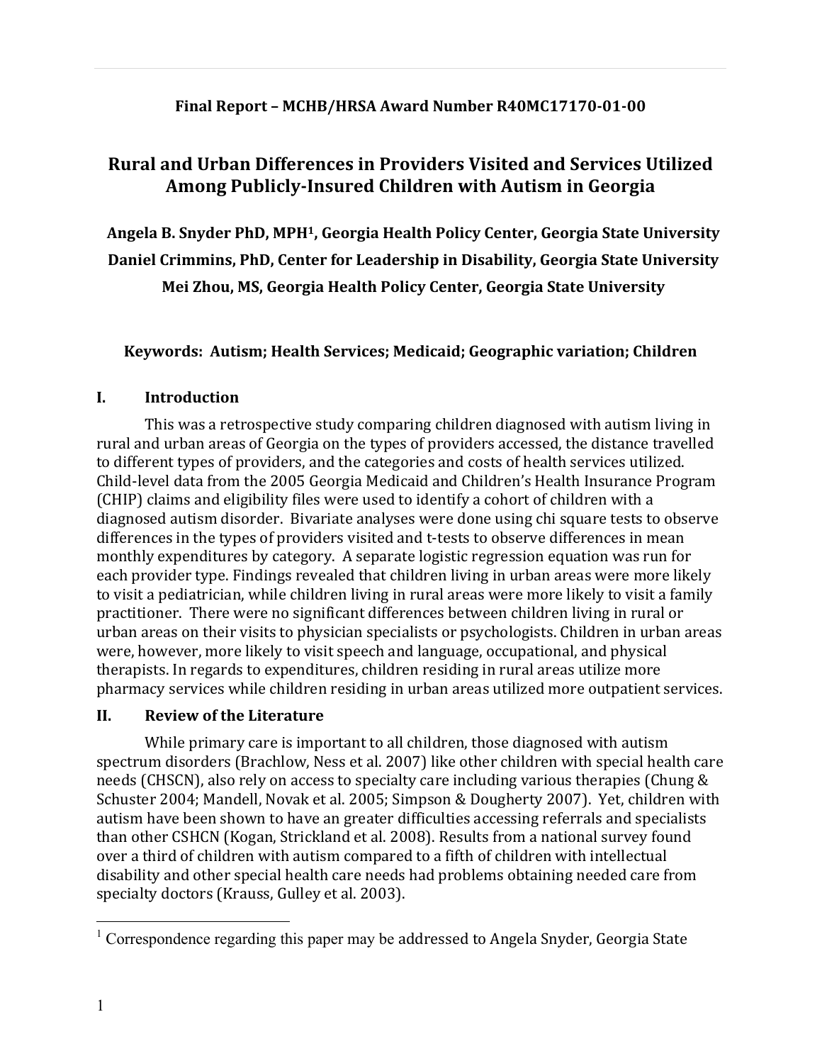**Final Report – MCHB/HRSA Award Number R40MC17170-01-00**

# Rural and Urban Differences in Providers Visited and Services Utilized Among Publicly-Insured Children with Autism in Georgia

**Angela B. Snyder PhD, MPH[1], Georgia Health Policy Center, Georgia State University**

**Daniel Crimmins, PhD, Center for Leadership in Disability, Georgia State University**

**Mei Zhou, MS, Georgia Health Policy Center, Georgia State University**

**Keywords: Autism; Health Services; Medicaid; Geographic variation; Children**

## I. Introduction

This was a retrospective study comparing children diagnosed with autism living in rural and urban areas of Georgia on the types of providers accessed, the distance travelled to different types of providers, and the categories and costs of health services utilized. Child-level data from the 2005 Georgia Medicaid and Children's Health Insurance Program (CHIP) claims and eligibility files were used to identify a cohort of children with a diagnosed autism disorder. Bivariate analyses were done using chi square tests to observe differences in the types of providers visited and t-tests to observe differences in mean monthly expenditures by category. A separate logistic regression equation was run for each provider type. Findings revealed that children living in urban areas were more likely to visit a pediatrician, while children living in rural areas were more likely to visit a family practitioner. There were no significant differences between children living in rural or urban areas on their visits to physician specialists or psychologists. Children in urban areas were, however, more likely to visit speech and language, occupational, and physical therapists. In regards to expenditures, children residing in rural areas utilize more pharmacy services while children residing in urban areas utilized more outpatient services.

## II. Review of the Literature

While primary care is important to all children, those diagnosed with autism spectrum disorders (Brachlow, Ness et al. 2007) like other children with special health care needs (CHSCN), also rely on access to specialty care including various therapies (Chung & Schuster 2004; Mandell, Novak et al. 2005; Simpson & Dougherty 2007). Yet, children with autism have been shown to have an greater difficulties accessing referrals and specialists than other CSHCN (Kogan, Strickland et al. 2008). Results from a national survey found over a third of children with autism compared to a fifth of children with intellectual disability and other special health care needs had problems obtaining needed care from specialty doctors (Krauss, Gulley et al. 2003).

[1] Correspondence regarding this paper may be addressed to Angela Snyder, Georgia State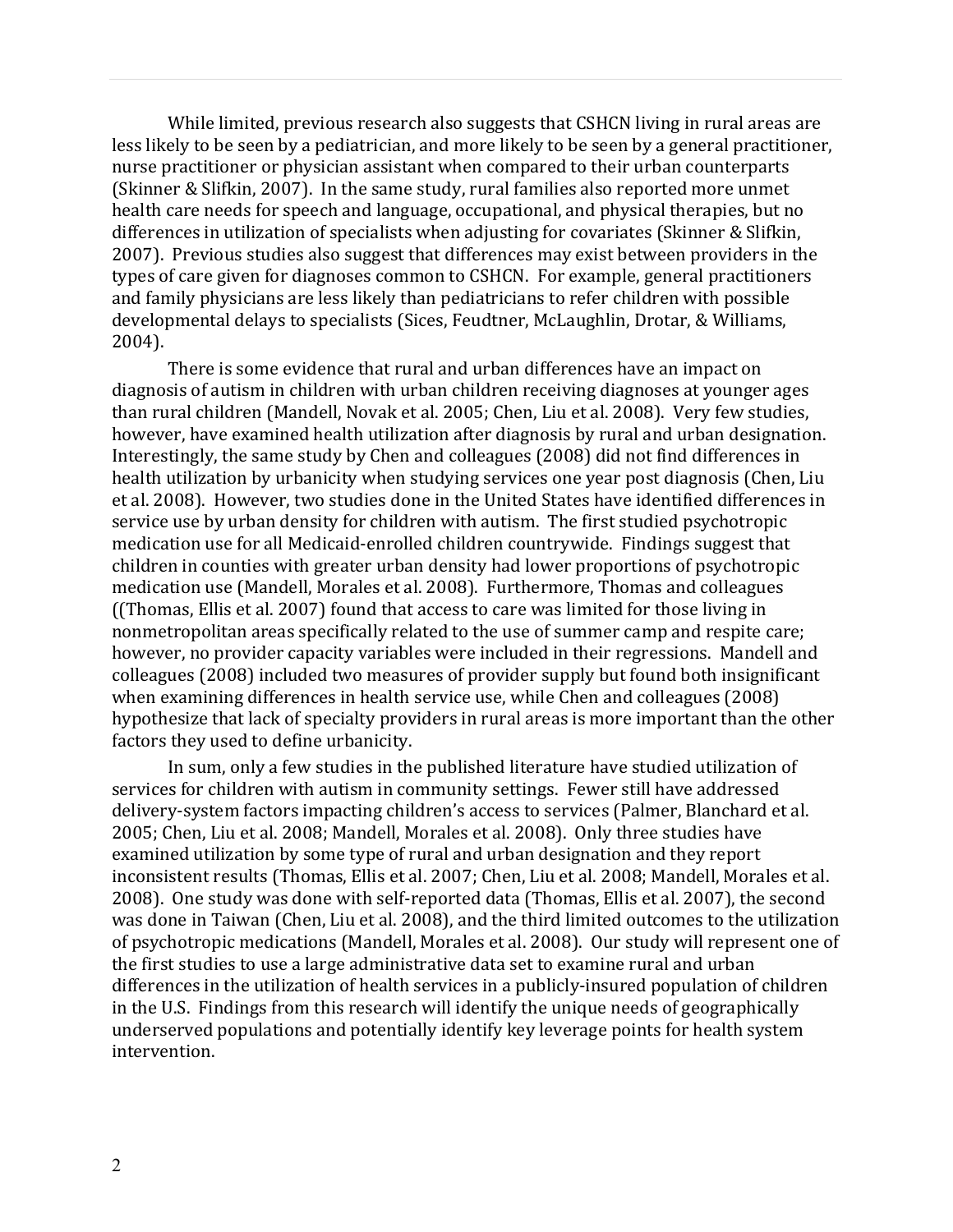While limited, previous research also suggests that CSHCN living in rural areas are less likely to be seen by a pediatrician, and more likely to be seen by a general practitioner, nurse practitioner or physician assistant when compared to their urban counterparts (Skinner & Slifkin, 2007). In the same study, rural families also reported more unmet health care needs for speech and language, occupational, and physical therapies, but no differences in utilization of specialists when adjusting for covariates (Skinner & Slifkin, 2007). Previous studies also suggest that differences may exist between providers in the types of care given for diagnoses common to CSHCN. For example, general practitioners and family physicians are less likely than pediatricians to refer children with possible developmental delays to specialists (Sices, Feudtner, McLaughlin, Drotar, & Williams, 2004).

There is some evidence that rural and urban differences have an impact on diagnosis of autism in children with urban children receiving diagnoses at younger ages than rural children (Mandell, Novak et al. 2005; Chen, Liu et al. 2008). Very few studies, however, have examined health utilization after diagnosis by rural and urban designation. Interestingly, the same study by Chen and colleagues (2008) did not find differences in health utilization by urbanicity when studying services one year post diagnosis (Chen, Liu et al. 2008). However, two studies done in the United States have identified differences in service use by urban density for children with autism. The first studied psychotropic medication use for all Medicaid-enrolled children countrywide. Findings suggest that children in counties with greater urban density had lower proportions of psychotropic medication use (Mandell, Morales et al. 2008). Furthermore, Thomas and colleagues ((Thomas, Ellis et al. 2007) found that access to care was limited for those living in nonmetropolitan areas specifically related to the use of summer camp and respite care; however, no provider capacity variables were included in their regressions. Mandell and colleagues (2008) included two measures of provider supply but found both insignificant when examining differences in health service use, while Chen and colleagues (2008) hypothesize that lack of specialty providers in rural areas is more important than the other factors they used to define urbanicity.

In sum, only a few studies in the published literature have studied utilization of services for children with autism in community settings. Fewer still have addressed delivery-system factors impacting children's access to services (Palmer, Blanchard et al. 2005; Chen, Liu et al. 2008; Mandell, Morales et al. 2008). Only three studies have examined utilization by some type of rural and urban designation and they report inconsistent results (Thomas, Ellis et al. 2007; Chen, Liu et al. 2008; Mandell, Morales et al. 2008). One study was done with self-reported data (Thomas, Ellis et al. 2007), the second was done in Taiwan (Chen, Liu et al. 2008), and the third limited outcomes to the utilization of psychotropic medications (Mandell, Morales et al. 2008). Our study will represent one of the first studies to use a large administrative data set to examine rural and urban differences in the utilization of health services in a publicly-insured population of children in the U.S. Findings from this research will identify the unique needs of geographically underserved populations and potentially identify key leverage points for health system intervention.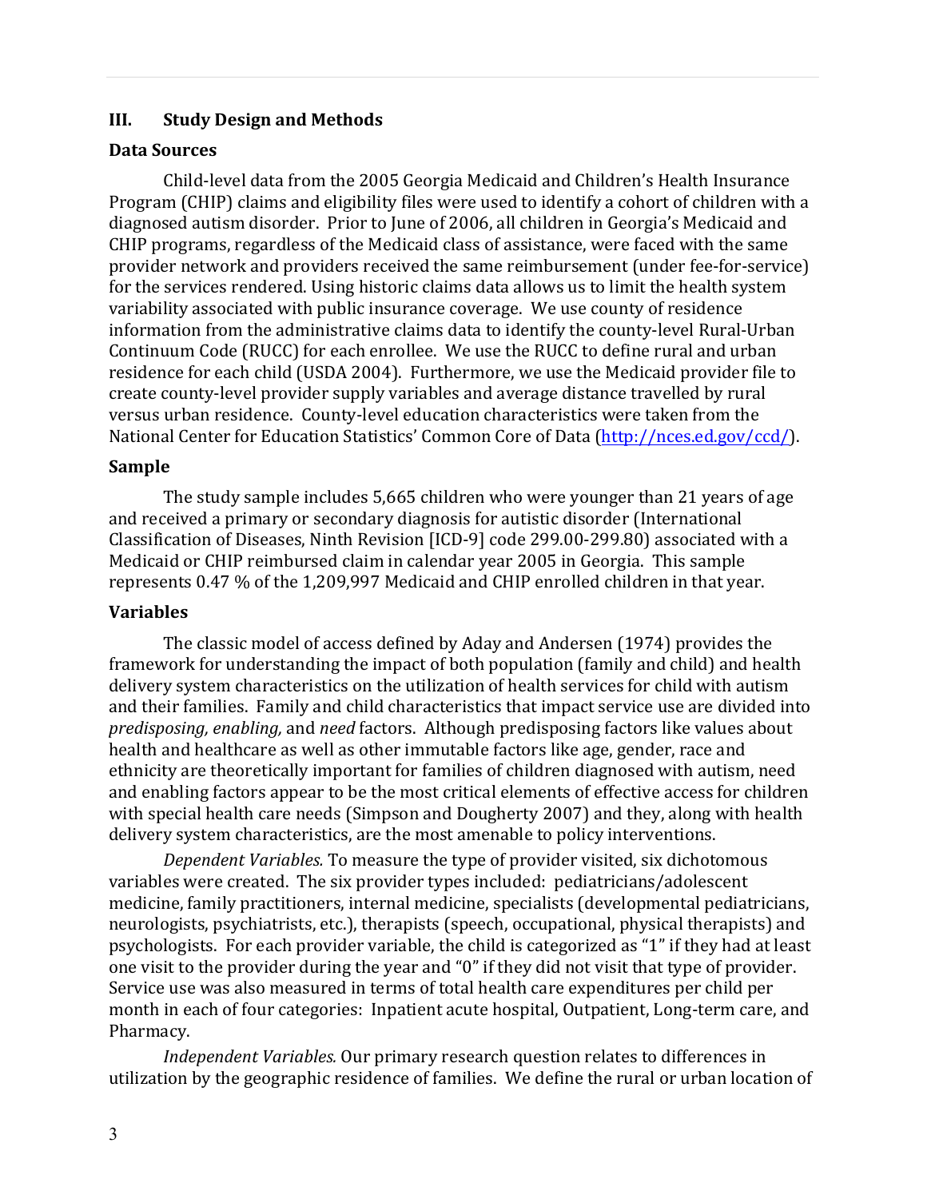## III. Study Design and Methods

### Data Sources

Child-level data from the 2005 Georgia Medicaid and Children's Health Insurance Program (CHIP) claims and eligibility files were used to identify a cohort of children with a diagnosed autism disorder. Prior to June of 2006, all children in Georgia's Medicaid and CHIP programs, regardless of the Medicaid class of assistance, were faced with the same provider network and providers received the same reimbursement (under fee-for-service) for the services rendered. Using historic claims data allows us to limit the health system variability associated with public insurance coverage. We use county of residence information from the administrative claims data to identify the county-level Rural-Urban Continuum Code (RUCC) for each enrollee. We use the RUCC to define rural and urban residence for each child (USDA 2004). Furthermore, we use the Medicaid provider file to create county-level provider supply variables and average distance travelled by rural versus urban residence. County-level education characteristics were taken from the National Center for Education Statistics' Common Core of Data (http://nces.ed.gov/ccd/).

### Sample

The study sample includes 5,665 children who were younger than 21 years of age and received a primary or secondary diagnosis for autistic disorder (International Classification of Diseases, Ninth Revision [ICD-9] code 299.00-299.80) associated with a Medicaid or CHIP reimbursed claim in calendar year 2005 in Georgia. This sample represents 0.47 % of the 1,209,997 Medicaid and CHIP enrolled children in that year.

### Variables

The classic model of access defined by Aday and Andersen (1974) provides the framework for understanding the impact of both population (family and child) and health delivery system characteristics on the utilization of health services for child with autism and their families. Family and child characteristics that impact service use are divided into *predisposing, enabling,* and *need* factors. Although predisposing factors like values about health and healthcare as well as other immutable factors like age, gender, race and ethnicity are theoretically important for families of children diagnosed with autism, need and enabling factors appear to be the most critical elements of effective access for children with special health care needs (Simpson and Dougherty 2007) and they, along with health delivery system characteristics, are the most amenable to policy interventions.

*Dependent Variables.* To measure the type of provider visited, six dichotomous variables were created. The six provider types included: pediatricians/adolescent medicine, family practitioners, internal medicine, specialists (developmental pediatricians, neurologists, psychiatrists, etc.), therapists (speech, occupational, physical therapists) and psychologists. For each provider variable, the child is categorized as "1" if they had at least one visit to the provider during the year and "0" if they did not visit that type of provider. Service use was also measured in terms of total health care expenditures per child per month in each of four categories: Inpatient acute hospital, Outpatient, Long-term care, and Pharmacy.

*Independent Variables.* Our primary research question relates to differences in utilization by the geographic residence of families. We define the rural or urban location of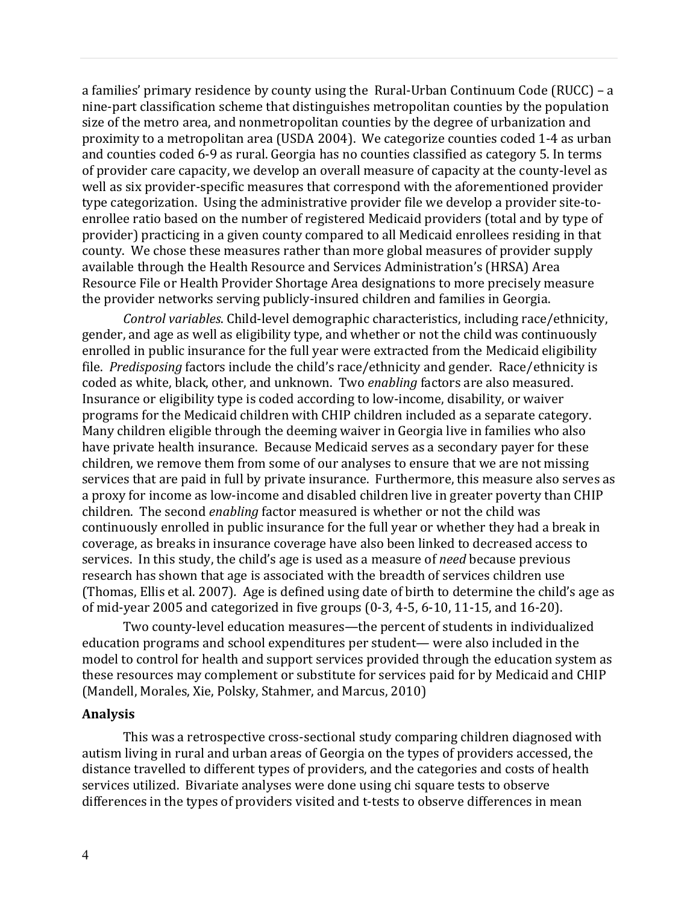a families' primary residence by county using the Rural-Urban Continuum Code (RUCC) – a nine-part classification scheme that distinguishes metropolitan counties by the population size of the metro area, and nonmetropolitan counties by the degree of urbanization and proximity to a metropolitan area (USDA 2004). We categorize counties coded 1-4 as urban and counties coded 6-9 as rural. Georgia has no counties classified as category 5. In terms of provider care capacity, we develop an overall measure of capacity at the county-level as well as six provider-specific measures that correspond with the aforementioned provider type categorization. Using the administrative provider file we develop a provider site-to-enrollee ratio based on the number of registered Medicaid providers (total and by type of provider) practicing in a given county compared to all Medicaid enrollees residing in that county. We chose these measures rather than more global measures of provider supply available through the Health Resource and Services Administration's (HRSA) Area Resource File or Health Provider Shortage Area designations to more precisely measure the provider networks serving publicly-insured children and families in Georgia.

*Control variables*. Child-level demographic characteristics, including race/ethnicity, gender, and age as well as eligibility type, and whether or not the child was continuously enrolled in public insurance for the full year were extracted from the Medicaid eligibility file. *Predisposing* factors include the child's race/ethnicity and gender. Race/ethnicity is coded as white, black, other, and unknown. Two *enabling* factors are also measured. Insurance or eligibility type is coded according to low-income, disability, or waiver programs for the Medicaid children with CHIP children included as a separate category. Many children eligible through the deeming waiver in Georgia live in families who also have private health insurance. Because Medicaid serves as a secondary payer for these children, we remove them from some of our analyses to ensure that we are not missing services that are paid in full by private insurance. Furthermore, this measure also serves as a proxy for income as low-income and disabled children live in greater poverty than CHIP children. The second *enabling* factor measured is whether or not the child was continuously enrolled in public insurance for the full year or whether they had a break in coverage, as breaks in insurance coverage have also been linked to decreased access to services. In this study, the child's age is used as a measure of *need* because previous research has shown that age is associated with the breadth of services children use (Thomas, Ellis et al. 2007). Age is defined using date of birth to determine the child's age as of mid-year 2005 and categorized in five groups (0-3, 4-5, 6-10, 11-15, and 16-20).

Two county-level education measures—the percent of students in individualized education programs and school expenditures per student— were also included in the model to control for health and support services provided through the education system as these resources may complement or substitute for services paid for by Medicaid and CHIP (Mandell, Morales, Xie, Polsky, Stahmer, and Marcus, 2010)

**Analysis**

This was a retrospective cross-sectional study comparing children diagnosed with autism living in rural and urban areas of Georgia on the types of providers accessed, the distance travelled to different types of providers, and the categories and costs of health services utilized. Bivariate analyses were done using chi square tests to observe differences in the types of providers visited and t-tests to observe differences in mean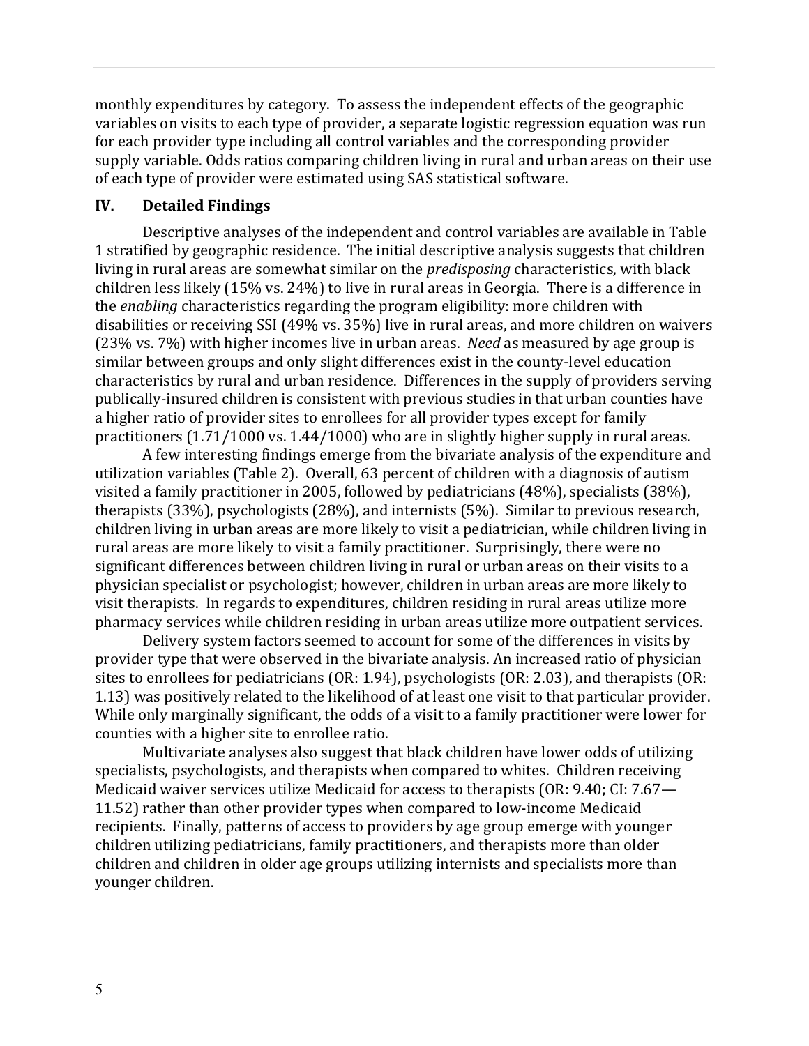monthly expenditures by category. To assess the independent effects of the geographic variables on visits to each type of provider, a separate logistic regression equation was run for each provider type including all control variables and the corresponding provider supply variable. Odds ratios comparing children living in rural and urban areas on their use of each type of provider were estimated using SAS statistical software.

## IV. Detailed Findings

Descriptive analyses of the independent and control variables are available in Table 1 stratified by geographic residence. The initial descriptive analysis suggests that children living in rural areas are somewhat similar on the *predisposing* characteristics, with black children less likely (15% vs. 24%) to live in rural areas in Georgia. There is a difference in the *enabling* characteristics regarding the program eligibility: more children with disabilities or receiving SSI (49% vs. 35%) live in rural areas, and more children on waivers (23% vs. 7%) with higher incomes live in urban areas. *Need* as measured by age group is similar between groups and only slight differences exist in the county-level education characteristics by rural and urban residence. Differences in the supply of providers serving publically-insured children is consistent with previous studies in that urban counties have a higher ratio of provider sites to enrollees for all provider types except for family practitioners (1.71/1000 vs. 1.44/1000) who are in slightly higher supply in rural areas.

A few interesting findings emerge from the bivariate analysis of the expenditure and utilization variables (Table 2). Overall, 63 percent of children with a diagnosis of autism visited a family practitioner in 2005, followed by pediatricians (48%), specialists (38%), therapists (33%), psychologists (28%), and internists (5%). Similar to previous research, children living in urban areas are more likely to visit a pediatrician, while children living in rural areas are more likely to visit a family practitioner. Surprisingly, there were no significant differences between children living in rural or urban areas on their visits to a physician specialist or psychologist; however, children in urban areas are more likely to visit therapists. In regards to expenditures, children residing in rural areas utilize more pharmacy services while children residing in urban areas utilize more outpatient services.

Delivery system factors seemed to account for some of the differences in visits by provider type that were observed in the bivariate analysis. An increased ratio of physician sites to enrollees for pediatricians (OR: 1.94), psychologists (OR: 2.03), and therapists (OR: 1.13) was positively related to the likelihood of at least one visit to that particular provider. While only marginally significant, the odds of a visit to a family practitioner were lower for counties with a higher site to enrollee ratio.

Multivariate analyses also suggest that black children have lower odds of utilizing specialists, psychologists, and therapists when compared to whites. Children receiving Medicaid waiver services utilize Medicaid for access to therapists (OR: 9.40; CI: 7.67—11.52) rather than other provider types when compared to low-income Medicaid recipients. Finally, patterns of access to providers by age group emerge with younger children utilizing pediatricians, family practitioners, and therapists more than older children and children in older age groups utilizing internists and specialists more than younger children.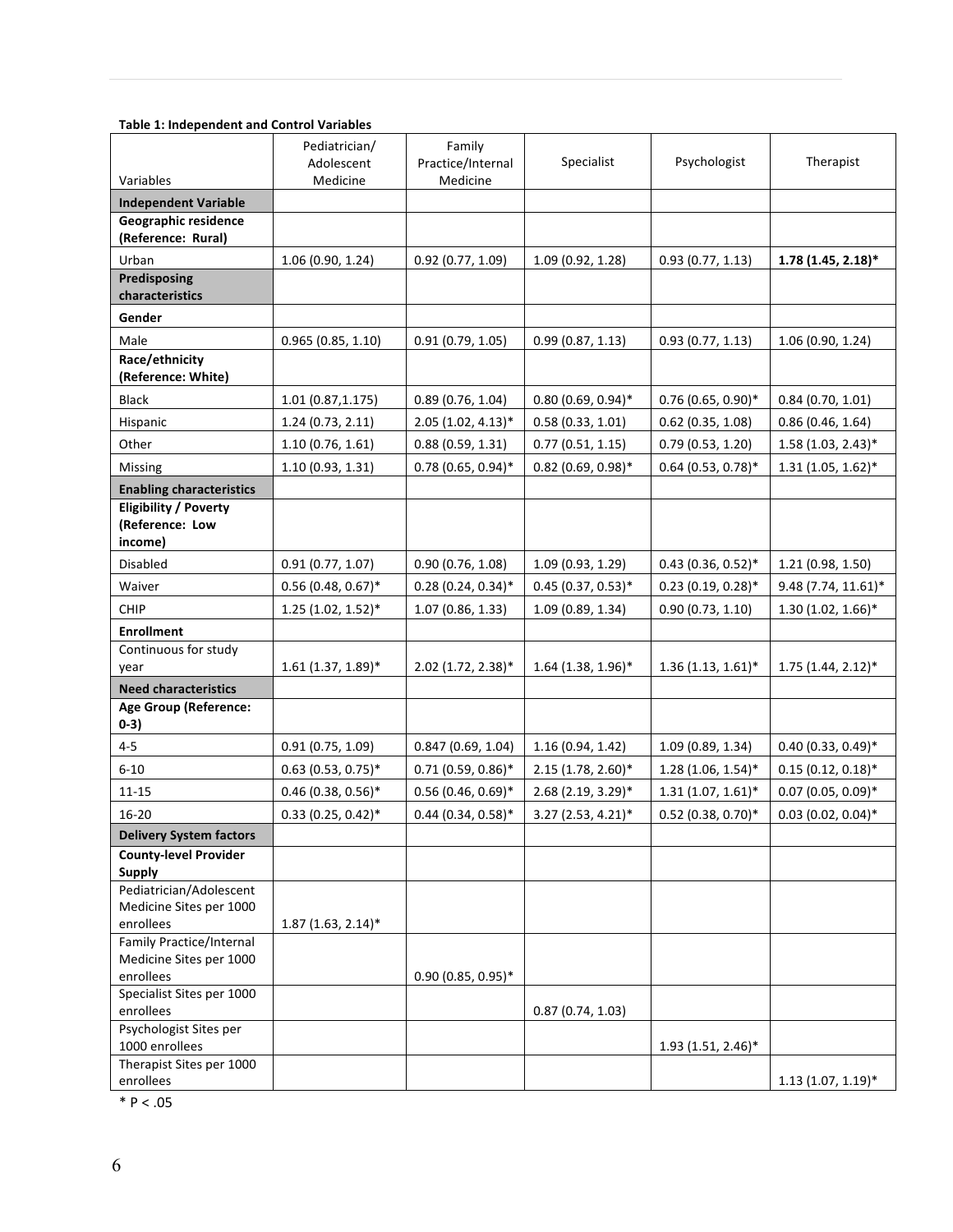**Table 1: Independent and Control Variables**

| Variables | Pediatrician/ Adolescent Medicine | Family Practice/Internal Medicine | Specialist | Psychologist | Therapist |
|---|---|---|---|---|---|
| **Independent Variable** | | | | | |
| **Geographic residence (Reference: Rural)** | | | | | |
| Urban | 1.06 (0.90, 1.24) | 0.92 (0.77, 1.09) | 1.09 (0.92, 1.28) | 0.93 (0.77, 1.13) | **1.78 (1.45, 2.18)*** |
| **Predisposing characteristics** | | | | | |
| **Gender** | | | | | |
| Male | 0.965 (0.85, 1.10) | 0.91 (0.79, 1.05) | 0.99 (0.87, 1.13) | 0.93 (0.77, 1.13) | 1.06 (0.90, 1.24) |
| **Race/ethnicity (Reference: White)** | | | | | |
| Black | 1.01 (0.87,1.175) | 0.89 (0.76, 1.04) | 0.80 (0.69, 0.94)* | 0.76 (0.65, 0.90)* | 0.84 (0.70, 1.01) |
| Hispanic | 1.24 (0.73, 2.11) | 2.05 (1.02, 4.13)* | 0.58 (0.33, 1.01) | 0.62 (0.35, 1.08) | 0.86 (0.46, 1.64) |
| Other | 1.10 (0.76, 1.61) | 0.88 (0.59, 1.31) | 0.77 (0.51, 1.15) | 0.79 (0.53, 1.20) | 1.58 (1.03, 2.43)* |
| Missing | 1.10 (0.93, 1.31) | 0.78 (0.65, 0.94)* | 0.82 (0.69, 0.98)* | 0.64 (0.53, 0.78)* | 1.31 (1.05, 1.62)* |
| **Enabling characteristics** | | | | | |
| **Eligibility / Poverty (Reference: Low income)** | | | | | |
| Disabled | 0.91 (0.77, 1.07) | 0.90 (0.76, 1.08) | 1.09 (0.93, 1.29) | 0.43 (0.36, 0.52)* | 1.21 (0.98, 1.50) |
| Waiver | 0.56 (0.48, 0.67)* | 0.28 (0.24, 0.34)* | 0.45 (0.37, 0.53)* | 0.23 (0.19, 0.28)* | 9.48 (7.74, 11.61)* |
| CHIP | 1.25 (1.02, 1.52)* | 1.07 (0.86, 1.33) | 1.09 (0.89, 1.34) | 0.90 (0.73, 1.10) | 1.30 (1.02, 1.66)* |
| **Enrollment** | | | | | |
| Continuous for study year | 1.61 (1.37, 1.89)* | 2.02 (1.72, 2.38)* | 1.64 (1.38, 1.96)* | 1.36 (1.13, 1.61)* | 1.75 (1.44, 2.12)* |
| **Need characteristics** | | | | | |
| **Age Group (Reference: 0-3)** | | | | | |
| 4-5 | 0.91 (0.75, 1.09) | 0.847 (0.69, 1.04) | 1.16 (0.94, 1.42) | 1.09 (0.89, 1.34) | 0.40 (0.33, 0.49)* |
| 6-10 | 0.63 (0.53, 0.75)* | 0.71 (0.59, 0.86)* | 2.15 (1.78, 2.60)* | 1.28 (1.06, 1.54)* | 0.15 (0.12, 0.18)* |
| 11-15 | 0.46 (0.38, 0.56)* | 0.56 (0.46, 0.69)* | 2.68 (2.19, 3.29)* | 1.31 (1.07, 1.61)* | 0.07 (0.05, 0.09)* |
| 16-20 | 0.33 (0.25, 0.42)* | 0.44 (0.34, 0.58)* | 3.27 (2.53, 4.21)* | 0.52 (0.38, 0.70)* | 0.03 (0.02, 0.04)* |
| **Delivery System factors** | | | | | |
| **County-level Provider Supply** | | | | | |
| Pediatrician/Adolescent Medicine Sites per 1000 enrollees | 1.87 (1.63, 2.14)* | | | | |
| Family Practice/Internal Medicine Sites per 1000 enrollees | | 0.90 (0.85, 0.95)* | | | |
| Specialist Sites per 1000 enrollees | | | 0.87 (0.74, 1.03) | | |
| Psychologist Sites per 1000 enrollees | | | | 1.93 (1.51, 2.46)* | |
| Therapist Sites per 1000 enrollees | | | | | 1.13 (1.07, 1.19)* |

* $P < .05$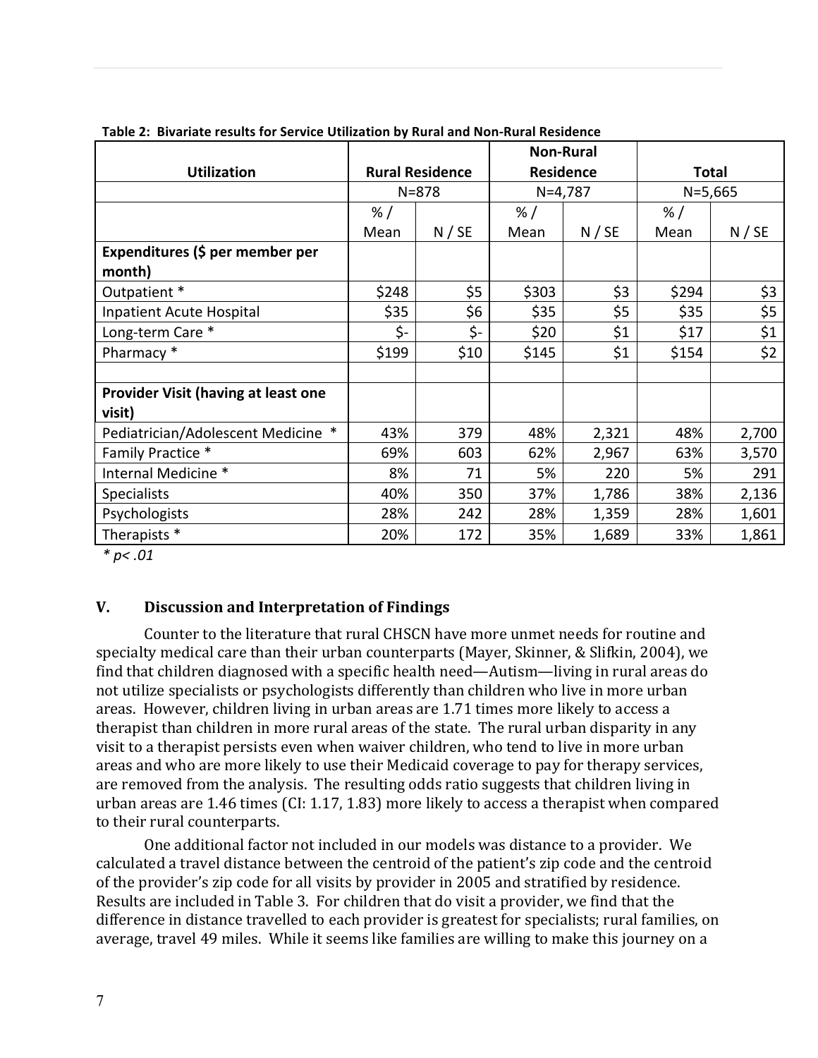**Table 2: Bivariate results for Service Utilization by Rural and Non-Rural Residence**

| Utilization | Rural Residence | | Non-Rural Residence | | Total | |
|---|---|---|---|---|---|---|
| | N=878 | | N=4,787 | | N=5,665 | |
| | % / Mean | N / SE | % / Mean | N / SE | % / Mean | N / SE |
| **Expenditures ($ per member per month)** | | | | | | |
| Outpatient * | $248 | $5 | $303 | $3 | $294 | $3 |
| Inpatient Acute Hospital | $35 | $6 | $35 | $5 | $35 | $5 |
| Long-term Care * | $- | $- | $20 | $1 | $17 | $1 |
| Pharmacy * | $199 | $10 | $145 | $1 | $154 | $2 |
| | | | | | | |
| **Provider Visit (having at least one visit)** | | | | | | |
| Pediatrician/Adolescent Medicine * | 43% | 379 | 48% | 2,321 | 48% | 2,700 |
| Family Practice * | 69% | 603 | 62% | 2,967 | 63% | 3,570 |
| Internal Medicine * | 8% | 71 | 5% | 220 | 5% | 291 |
| Specialists | 40% | 350 | 37% | 1,786 | 38% | 2,136 |
| Psychologists | 28% | 242 | 28% | 1,359 | 28% | 1,601 |
| Therapists * | 20% | 172 | 35% | 1,689 | 33% | 1,861 |

*\* $p < .01$*

## V. Discussion and Interpretation of Findings

Counter to the literature that rural CHSCN have more unmet needs for routine and specialty medical care than their urban counterparts (Mayer, Skinner, & Slifkin, 2004), we find that children diagnosed with a specific health need—Autism—living in rural areas do not utilize specialists or psychologists differently than children who live in more urban areas. However, children living in urban areas are 1.71 times more likely to access a therapist than children in more rural areas of the state. The rural urban disparity in any visit to a therapist persists even when waiver children, who tend to live in more urban areas and who are more likely to use their Medicaid coverage to pay for therapy services, are removed from the analysis. The resulting odds ratio suggests that children living in urban areas are 1.46 times (CI: 1.17, 1.83) more likely to access a therapist when compared to their rural counterparts.

One additional factor not included in our models was distance to a provider. We calculated a travel distance between the centroid of the patient's zip code and the centroid of the provider's zip code for all visits by provider in 2005 and stratified by residence. Results are included in Table 3. For children that do visit a provider, we find that the difference in distance travelled to each provider is greatest for specialists; rural families, on average, travel 49 miles. While it seems like families are willing to make this journey on a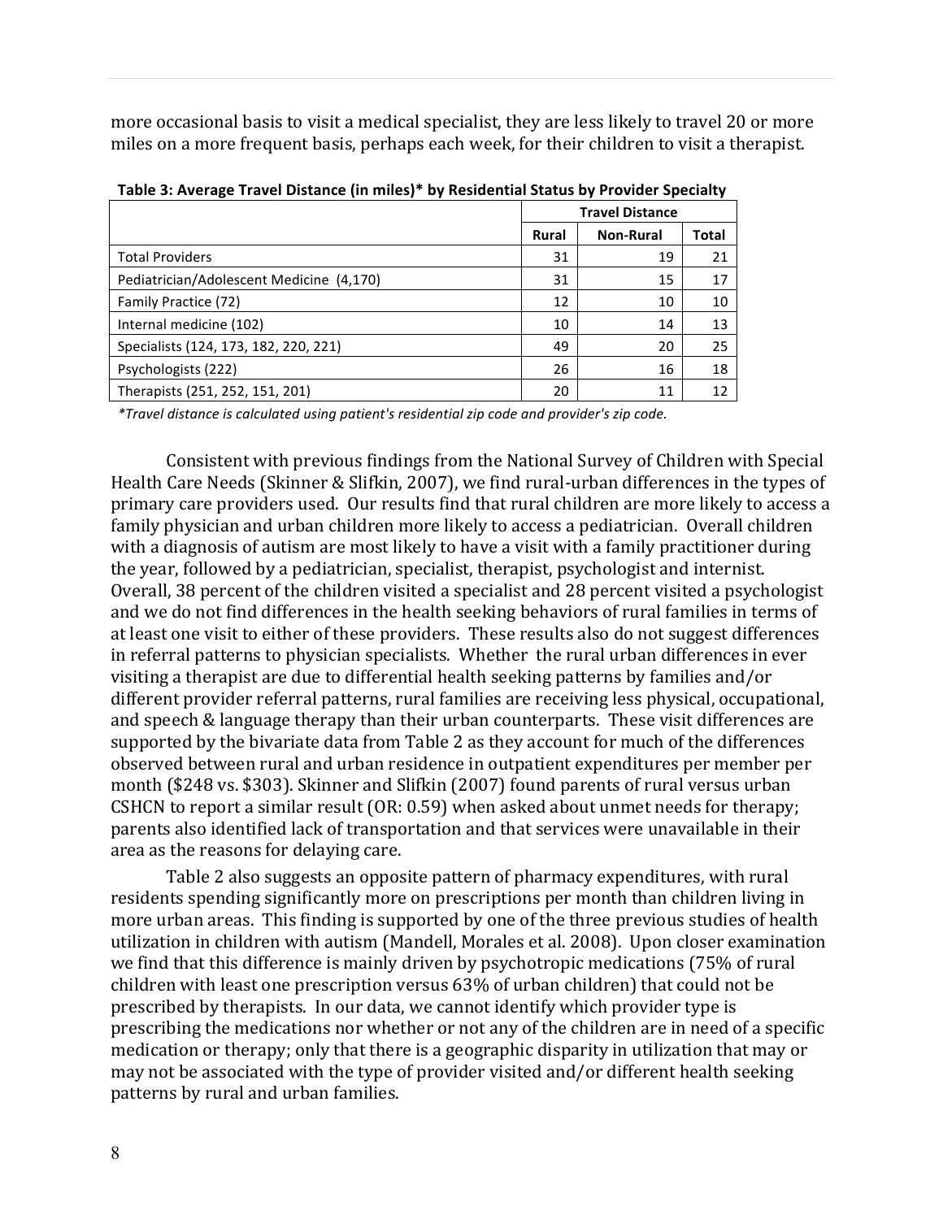more occasional basis to visit a medical specialist, they are less likely to travel 20 or more miles on a more frequent basis, perhaps each week, for their children to visit a therapist.

**Table 3: Average Travel Distance (in miles)* by Residential Status by Provider Specialty**

| | Travel Distance | | |
|---|---|---|---|
| | Rural | Non-Rural | Total |
| Total Providers | 31 | 19 | 21 |
| Pediatrician/Adolescent Medicine (4,170) | 31 | 15 | 17 |
| Family Practice (72) | 12 | 10 | 10 |
| Internal medicine (102) | 10 | 14 | 13 |
| Specialists (124, 173, 182, 220, 221) | 49 | 20 | 25 |
| Psychologists (222) | 26 | 16 | 18 |
| Therapists (251, 252, 151, 201) | 20 | 11 | 12 |

*\*Travel distance is calculated using patient's residential zip code and provider's zip code.*

Consistent with previous findings from the National Survey of Children with Special Health Care Needs (Skinner & Slifkin, 2007), we find rural-urban differences in the types of primary care providers used. Our results find that rural children are more likely to access a family physician and urban children more likely to access a pediatrician. Overall children with a diagnosis of autism are most likely to have a visit with a family practitioner during the year, followed by a pediatrician, specialist, therapist, psychologist and internist. Overall, 38 percent of the children visited a specialist and 28 percent visited a psychologist and we do not find differences in the health seeking behaviors of rural families in terms of at least one visit to either of these providers. These results also do not suggest differences in referral patterns to physician specialists. Whether the rural urban differences in ever visiting a therapist are due to differential health seeking patterns by families and/or different provider referral patterns, rural families are receiving less physical, occupational, and speech & language therapy than their urban counterparts. These visit differences are supported by the bivariate data from Table 2 as they account for much of the differences observed between rural and urban residence in outpatient expenditures per member per month ($248 vs. $303). Skinner and Slifkin (2007) found parents of rural versus urban CSHCN to report a similar result (OR: 0.59) when asked about unmet needs for therapy; parents also identified lack of transportation and that services were unavailable in their area as the reasons for delaying care.

Table 2 also suggests an opposite pattern of pharmacy expenditures, with rural residents spending significantly more on prescriptions per month than children living in more urban areas. This finding is supported by one of the three previous studies of health utilization in children with autism (Mandell, Morales et al. 2008). Upon closer examination we find that this difference is mainly driven by psychotropic medications (75% of rural children with least one prescription versus 63% of urban children) that could not be prescribed by therapists. In our data, we cannot identify which provider type is prescribing the medications nor whether or not any of the children are in need of a specific medication or therapy; only that there is a geographic disparity in utilization that may or may not be associated with the type of provider visited and/or different health seeking patterns by rural and urban families.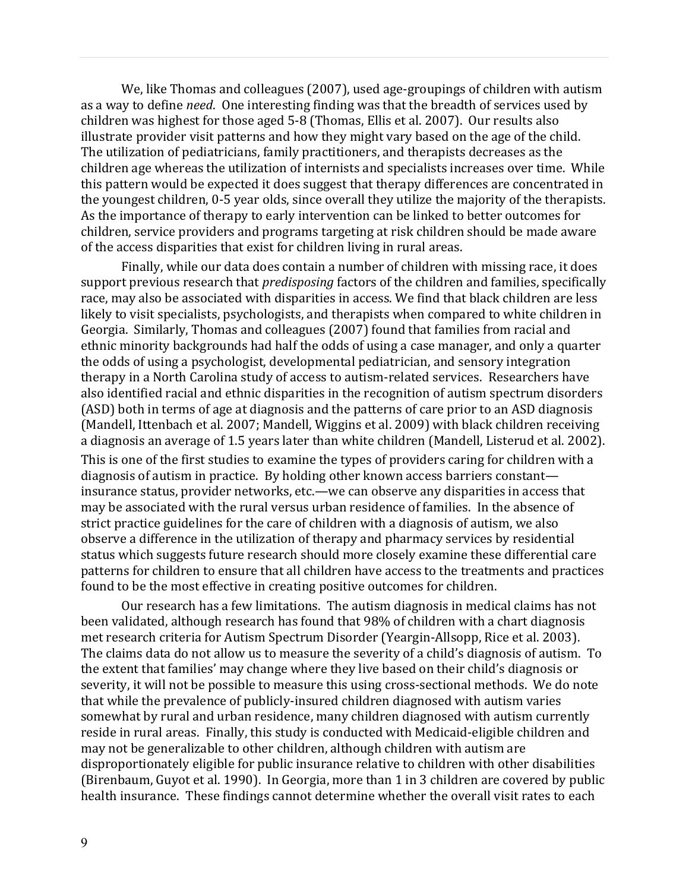We, like Thomas and colleagues (2007), used age-groupings of children with autism as a way to define *need*. One interesting finding was that the breadth of services used by children was highest for those aged 5-8 (Thomas, Ellis et al. 2007). Our results also illustrate provider visit patterns and how they might vary based on the age of the child. The utilization of pediatricians, family practitioners, and therapists decreases as the children age whereas the utilization of internists and specialists increases over time. While this pattern would be expected it does suggest that therapy differences are concentrated in the youngest children, 0-5 year olds, since overall they utilize the majority of the therapists. As the importance of therapy to early intervention can be linked to better outcomes for children, service providers and programs targeting at risk children should be made aware of the access disparities that exist for children living in rural areas.

Finally, while our data does contain a number of children with missing race, it does support previous research that *predisposing* factors of the children and families, specifically race, may also be associated with disparities in access. We find that black children are less likely to visit specialists, psychologists, and therapists when compared to white children in Georgia. Similarly, Thomas and colleagues (2007) found that families from racial and ethnic minority backgrounds had half the odds of using a case manager, and only a quarter the odds of using a psychologist, developmental pediatrician, and sensory integration therapy in a North Carolina study of access to autism-related services. Researchers have also identified racial and ethnic disparities in the recognition of autism spectrum disorders (ASD) both in terms of age at diagnosis and the patterns of care prior to an ASD diagnosis (Mandell, Ittenbach et al. 2007; Mandell, Wiggins et al. 2009) with black children receiving a diagnosis an average of 1.5 years later than white children (Mandell, Listerud et al. 2002).
This is one of the first studies to examine the types of providers caring for children with a diagnosis of autism in practice. By holding other known access barriers constant—insurance status, provider networks, etc.—we can observe any disparities in access that may be associated with the rural versus urban residence of families. In the absence of strict practice guidelines for the care of children with a diagnosis of autism, we also observe a difference in the utilization of therapy and pharmacy services by residential status which suggests future research should more closely examine these differential care patterns for children to ensure that all children have access to the treatments and practices found to be the most effective in creating positive outcomes for children.

Our research has a few limitations. The autism diagnosis in medical claims has not been validated, although research has found that 98% of children with a chart diagnosis met research criteria for Autism Spectrum Disorder (Yeargin-Allsopp, Rice et al. 2003). The claims data do not allow us to measure the severity of a child's diagnosis of autism. To the extent that families' may change where they live based on their child's diagnosis or severity, it will not be possible to measure this using cross-sectional methods. We do note that while the prevalence of publicly-insured children diagnosed with autism varies somewhat by rural and urban residence, many children diagnosed with autism currently reside in rural areas. Finally, this study is conducted with Medicaid-eligible children and may not be generalizable to other children, although children with autism are disproportionately eligible for public insurance relative to children with other disabilities (Birenbaum, Guyot et al. 1990). In Georgia, more than 1 in 3 children are covered by public health insurance. These findings cannot determine whether the overall visit rates to each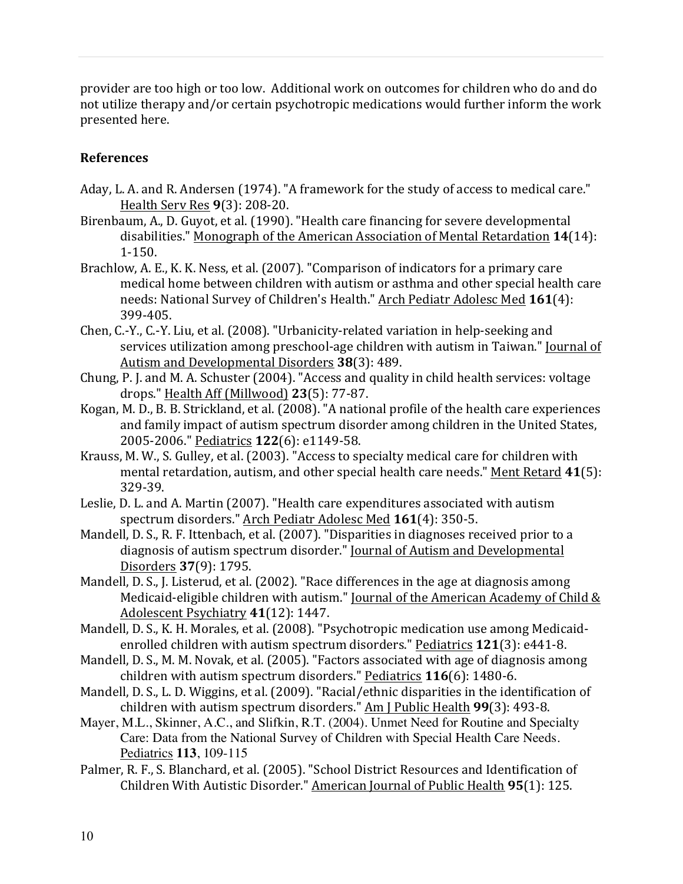provider are too high or too low. Additional work on outcomes for children who do and do not utilize therapy and/or certain psychotropic medications would further inform the work presented here.

## References

Aday, L. A. and R. Andersen (1974). "A framework for the study of access to medical care." Health Serv Res **9**(3): 208-20.

Birenbaum, A., D. Guyot, et al. (1990). "Health care financing for severe developmental disabilities." Monograph of the American Association of Mental Retardation **14**(14): 1-150.

Brachlow, A. E., K. K. Ness, et al. (2007). "Comparison of indicators for a primary care medical home between children with autism or asthma and other special health care needs: National Survey of Children's Health." Arch Pediatr Adolesc Med **161**(4): 399-405.

Chen, C.-Y., C.-Y. Liu, et al. (2008). "Urbanicity-related variation in help-seeking and services utilization among preschool-age children with autism in Taiwan." Journal of Autism and Developmental Disorders **38**(3): 489.

Chung, P. J. and M. A. Schuster (2004). "Access and quality in child health services: voltage drops." Health Aff (Millwood) **23**(5): 77-87.

Kogan, M. D., B. B. Strickland, et al. (2008). "A national profile of the health care experiences and family impact of autism spectrum disorder among children in the United States, 2005-2006." Pediatrics **122**(6): e1149-58.

Krauss, M. W., S. Gulley, et al. (2003). "Access to specialty medical care for children with mental retardation, autism, and other special health care needs." Ment Retard **41**(5): 329-39.

Leslie, D. L. and A. Martin (2007). "Health care expenditures associated with autism spectrum disorders." Arch Pediatr Adolesc Med **161**(4): 350-5.

Mandell, D. S., R. F. Ittenbach, et al. (2007). "Disparities in diagnoses received prior to a diagnosis of autism spectrum disorder." Journal of Autism and Developmental Disorders **37**(9): 1795.

Mandell, D. S., J. Listerud, et al. (2002). "Race differences in the age at diagnosis among Medicaid-eligible children with autism." Journal of the American Academy of Child & Adolescent Psychiatry **41**(12): 1447.

Mandell, D. S., K. H. Morales, et al. (2008). "Psychotropic medication use among Medicaid-enrolled children with autism spectrum disorders." Pediatrics **121**(3): e441-8.

Mandell, D. S., M. M. Novak, et al. (2005). "Factors associated with age of diagnosis among children with autism spectrum disorders." Pediatrics **116**(6): 1480-6.

Mandell, D. S., L. D. Wiggins, et al. (2009). "Racial/ethnic disparities in the identification of children with autism spectrum disorders." Am J Public Health **99**(3): 493-8.

Mayer, M.L., Skinner, A.C., and Slifkin, R.T. (2004). Unmet Need for Routine and Specialty Care: Data from the National Survey of Children with Special Health Care Needs. Pediatrics **113**, 109-115

Palmer, R. F., S. Blanchard, et al. (2005). "School District Resources and Identification of Children With Autistic Disorder." American Journal of Public Health **95**(1): 125.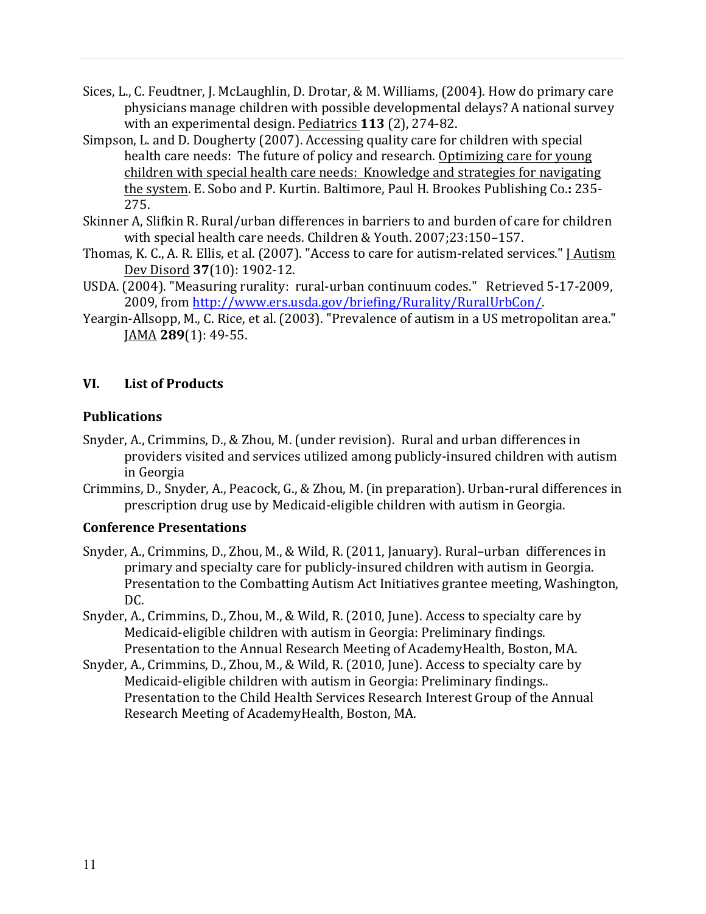Sices, L., C. Feudtner, J. McLaughlin, D. Drotar, & M. Williams, (2004). How do primary care physicians manage children with possible developmental delays? A national survey with an experimental design. Pediatrics **113** (2), 274-82.

Simpson, L. and D. Dougherty (2007). Accessing quality care for children with special health care needs: The future of policy and research. Optimizing care for young children with special health care needs: Knowledge and strategies for navigating the system. E. Sobo and P. Kurtin. Baltimore, Paul H. Brookes Publishing Co.**:** 235-275.

Skinner A, Slifkin R. Rural/urban differences in barriers to and burden of care for children with special health care needs. Children & Youth. 2007;23:150–157.

Thomas, K. C., A. R. Ellis, et al. (2007). "Access to care for autism-related services." J Autism Dev Disord **37**(10): 1902-12.

USDA. (2004). "Measuring rurality: rural-urban continuum codes." Retrieved 5-17-2009, 2009, from http://www.ers.usda.gov/briefing/Rurality/RuralUrbCon/.

Yeargin-Allsopp, M., C. Rice, et al. (2003). "Prevalence of autism in a US metropolitan area." JAMA **289**(1): 49-55.

## VI. List of Products

### Publications

Snyder, A., Crimmins, D., & Zhou, M. (under revision). Rural and urban differences in providers visited and services utilized among publicly-insured children with autism in Georgia

Crimmins, D., Snyder, A., Peacock, G., & Zhou, M. (in preparation). Urban-rural differences in prescription drug use by Medicaid-eligible children with autism in Georgia.

### Conference Presentations

Snyder, A., Crimmins, D., Zhou, M., & Wild, R. (2011, January). Rural–urban differences in primary and specialty care for publicly-insured children with autism in Georgia. Presentation to the Combatting Autism Act Initiatives grantee meeting, Washington, DC.

Snyder, A., Crimmins, D., Zhou, M., & Wild, R. (2010, June). Access to specialty care by Medicaid-eligible children with autism in Georgia: Preliminary findings. Presentation to the Annual Research Meeting of AcademyHealth, Boston, MA.

Snyder, A., Crimmins, D., Zhou, M., & Wild, R. (2010, June). Access to specialty care by Medicaid-eligible children with autism in Georgia: Preliminary findings.. Presentation to the Child Health Services Research Interest Group of the Annual Research Meeting of AcademyHealth, Boston, MA.